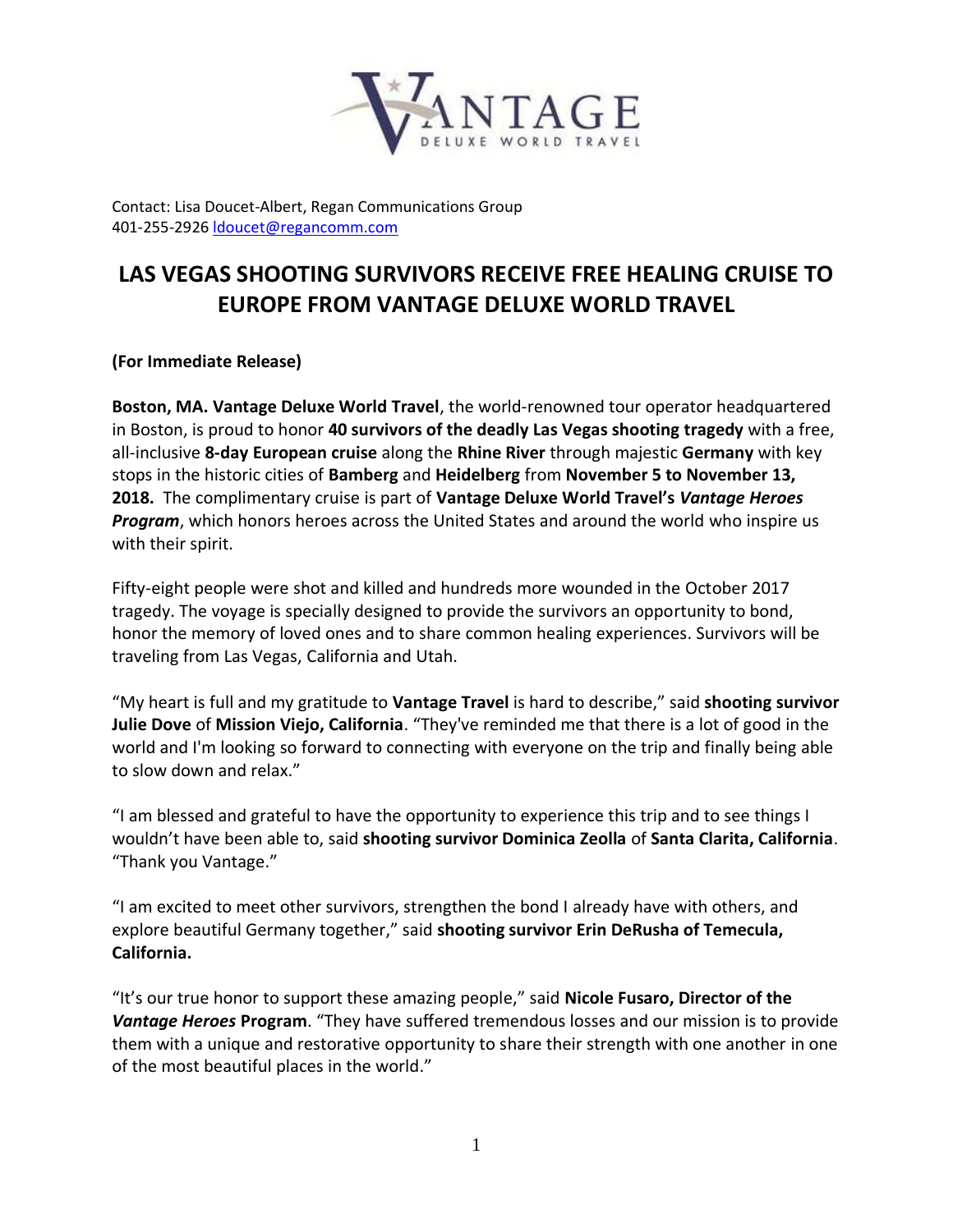VANTAGE DELUXE WORLD TRAVEL

Contact: Lisa Doucet-Albert, Regan Communications Group
401-255-2926 [ldoucet@regancomm.com](mailto:ldoucet@regancomm.com)

# LAS VEGAS SHOOTING SURVIVORS RECEIVE FREE HEALING CRUISE TO EUROPE FROM VANTAGE DELUXE WORLD TRAVEL

**(For Immediate Release)**

**Boston, MA. Vantage Deluxe World Travel**, the world-renowned tour operator headquartered in Boston, is proud to honor **40 survivors of the deadly Las Vegas shooting tragedy** with a free, all-inclusive **8-day European cruise** along the **Rhine River** through majestic **Germany** with key stops in the historic cities of **Bamberg** and **Heidelberg** from **November 5 to November 13, 2018.** The complimentary cruise is part of **Vantage Deluxe World Travel's *Vantage Heroes Program***, which honors heroes across the United States and around the world who inspire us with their spirit.

Fifty-eight people were shot and killed and hundreds more wounded in the October 2017 tragedy. The voyage is specially designed to provide the survivors an opportunity to bond, honor the memory of loved ones and to share common healing experiences. Survivors will be traveling from Las Vegas, California and Utah.

"My heart is full and my gratitude to **Vantage Travel** is hard to describe," said **shooting survivor Julie Dove** of **Mission Viejo, California**. "They've reminded me that there is a lot of good in the world and I'm looking so forward to connecting with everyone on the trip and finally being able to slow down and relax."

"I am blessed and grateful to have the opportunity to experience this trip and to see things I wouldn't have been able to, said **shooting survivor Dominica Zeolla** of **Santa Clarita, California**. "Thank you Vantage."

"I am excited to meet other survivors, strengthen the bond I already have with others, and explore beautiful Germany together," said **shooting survivor Erin DeRusha of Temecula, California.**

"It's our true honor to support these amazing people," said **Nicole Fusaro, Director of the *Vantage Heroes* Program**. "They have suffered tremendous losses and our mission is to provide them with a unique and restorative opportunity to share their strength with one another in one of the most beautiful places in the world."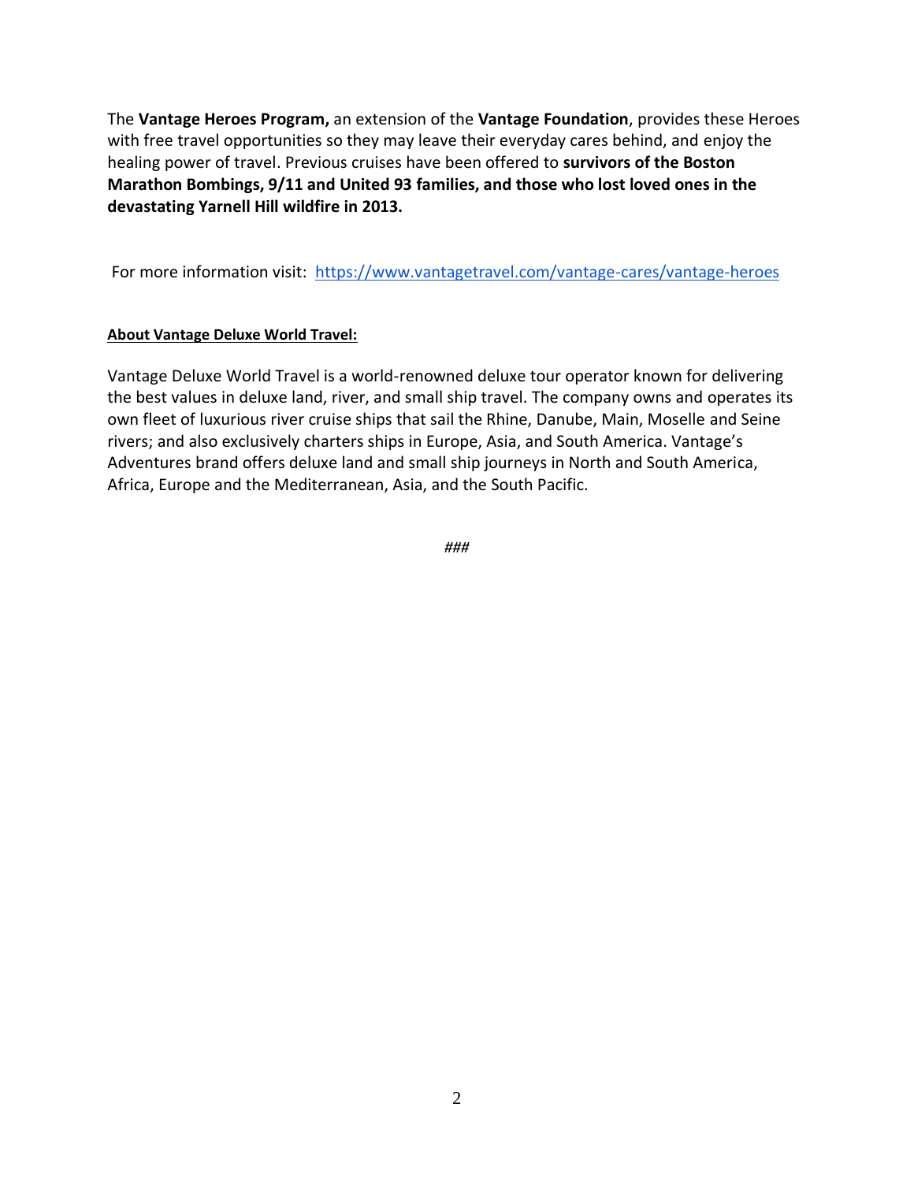The **Vantage Heroes Program,** an extension of the **Vantage Foundation**, provides these Heroes with free travel opportunities so they may leave their everyday cares behind, and enjoy the healing power of travel. Previous cruises have been offered to **survivors of the Boston Marathon Bombings, 9/11 and United 93 families, and those who lost loved ones in the devastating Yarnell Hill wildfire in 2013.**

For more information visit: [https://www.vantagetravel.com/vantage-cares/vantage-heroes](https://www.vantagetravel.com/vantage-cares/vantage-heroes)

**<u>About Vantage Deluxe World Travel:</u>**

Vantage Deluxe World Travel is a world-renowned deluxe tour operator known for delivering the best values in deluxe land, river, and small ship travel. The company owns and operates its own fleet of luxurious river cruise ships that sail the Rhine, Danube, Main, Moselle and Seine rivers; and also exclusively charters ships in Europe, Asia, and South America. Vantage's Adventures brand offers deluxe land and small ship journeys in North and South America, Africa, Europe and the Mediterranean, Asia, and the South Pacific.

###